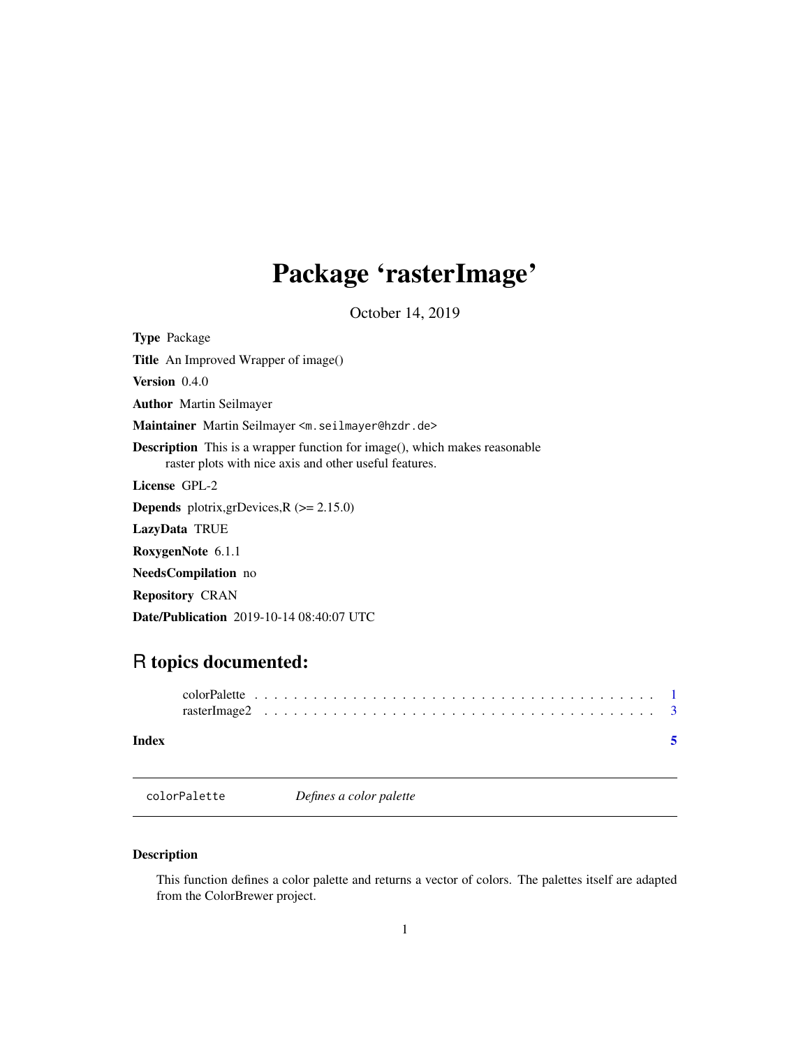# Package 'rasterImage'

October 14, 2019

**Type** Package

**Title** An Improved Wrapper of image()

**Version** 0.4.0

**Author** Martin Seilmayer

**Maintainer** Martin Seilmayer <m.seilmayer@hzdr.de>

**Description** This is a wrapper function for image(), which makes reasonable raster plots with nice axis and other useful features.

**License** GPL-2

**Depends** plotrix,grDevices,R (>= 2.15.0)

**LazyData** TRUE

**RoxygenNote** 6.1.1

**NeedsCompilation** no

**Repository** CRAN

**Date/Publication** 2019-10-14 08:40:07 UTC

## R topics documented:

colorPalette . . . . . . . . . . . . . . . . . . . . . . . . . . . . . . . . . . . . . . . . 1
rasterImage2 . . . . . . . . . . . . . . . . . . . . . . . . . . . . . . . . . . . . . . . . 3

**Index** 5

---

`colorPalette` *Defines a color palette*

---

### Description

This function defines a color palette and returns a vector of colors. The palettes itself are adapted from the ColorBrewer project.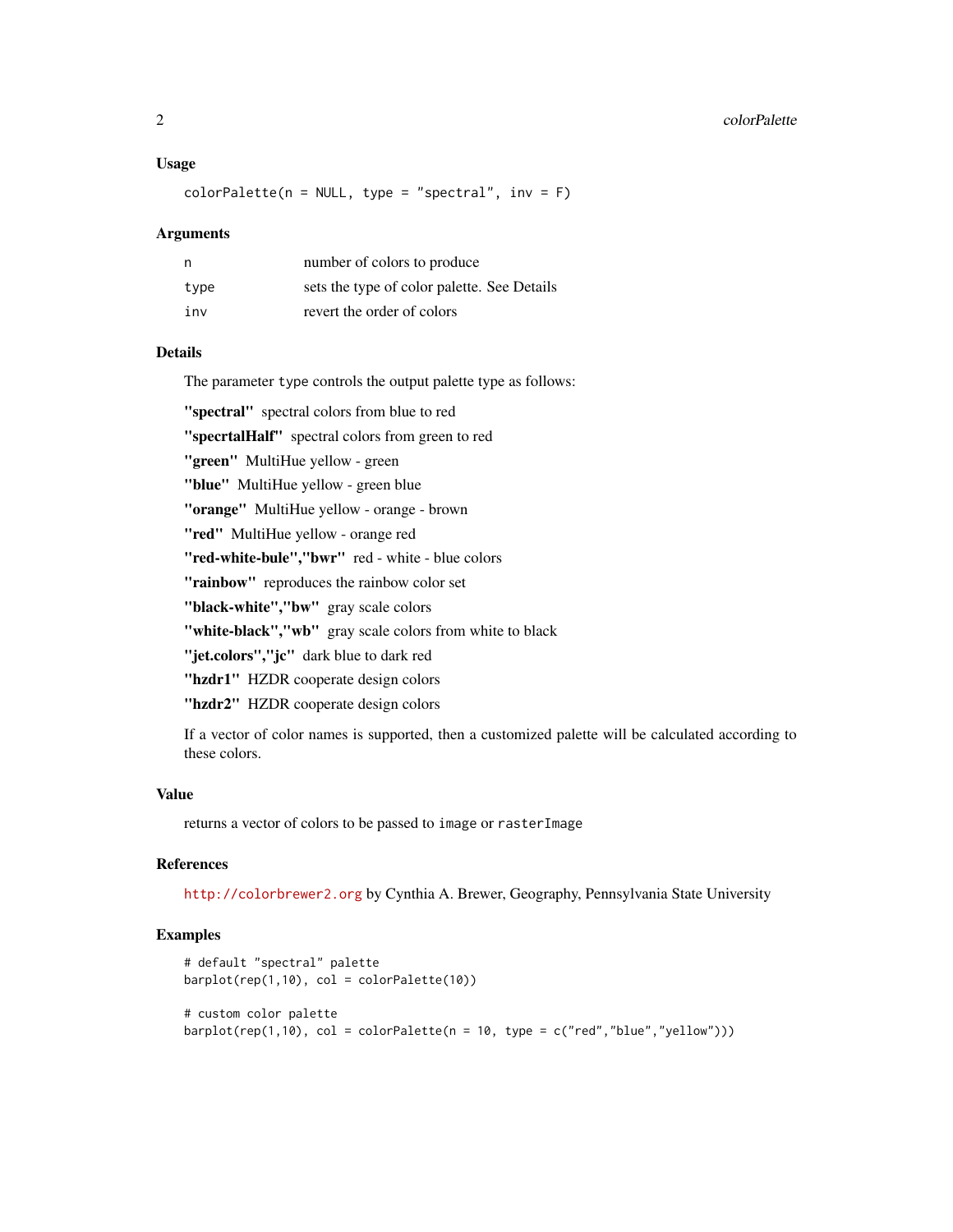### Usage

```
colorPalette(n = NULL, type = "spectral", inv = F)
```

### Arguments

| | |
|---|---|
| n | number of colors to produce |
| type | sets the type of color palette. See Details |
| inv | revert the order of colors |

### Details

The parameter `type` controls the output palette type as follows:

**"spectral"** spectral colors from blue to red

**"specrtalHalf"** spectral colors from green to red

**"green"** MultiHue yellow - green

**"blue"** MultiHue yellow - green blue

**"orange"** MultiHue yellow - orange - brown

**"red"** MultiHue yellow - orange red

**"red-white-bule","bwr"** red - white - blue colors

**"rainbow"** reproduces the rainbow color set

**"black-white","bw"** gray scale colors

**"white-black","wb"** gray scale colors from white to black

**"jet.colors","jc"** dark blue to dark red

**"hzdr1"** HZDR cooperate design colors

**"hzdr2"** HZDR cooperate design colors

If a vector of color names is supported, then a customized palette will be calculated according to these colors.

### Value

returns a vector of colors to be passed to `image` or `rasterImage`

### References

http://colorbrewer2.org by Cynthia A. Brewer, Geography, Pennsylvania State University

### Examples

```
# default "spectral" palette
barplot(rep(1,10), col = colorPalette(10))

# custom color palette
barplot(rep(1,10), col = colorPalette(n = 10, type = c("red","blue","yellow")))
```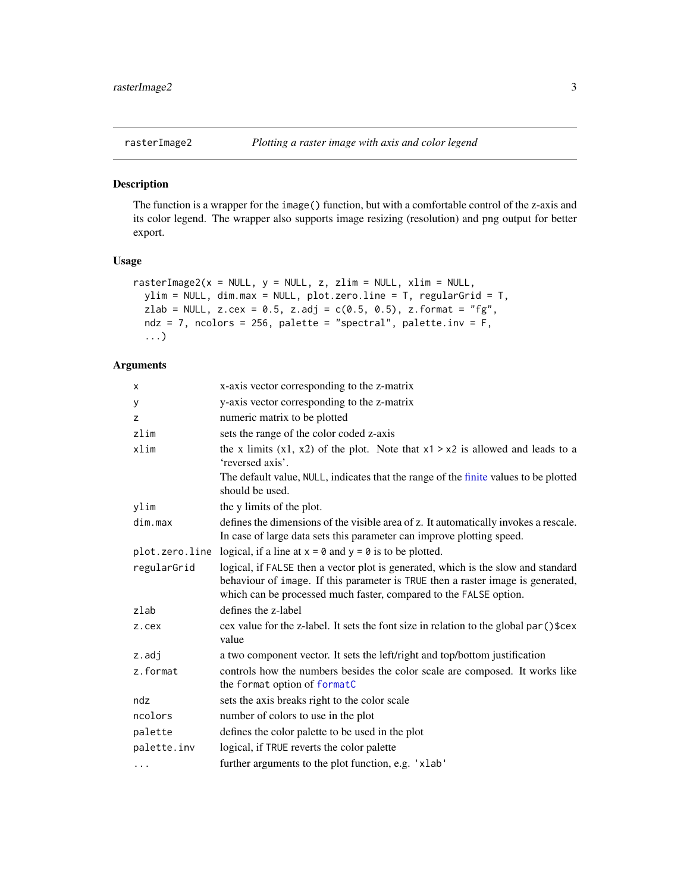rasterImage2 *Plotting a raster image with axis and color legend*

## Description

The function is a wrapper for the `image()` function, but with a comfortable control of the z-axis and its color legend. The wrapper also supports image resizing (resolution) and png output for better export.

## Usage

```
rasterImage2(x = NULL, y = NULL, z, zlim = NULL, xlim = NULL,
  ylim = NULL, dim.max = NULL, plot.zero.line = T, regularGrid = T,
  zlab = NULL, z.cex = 0.5, z.adj = c(0.5, 0.5), z.format = "fg",
  ndz = 7, ncolors = 256, palette = "spectral", palette.inv = F,
  ...)
```

## Arguments

| | |
|---|---|
| `x` | x-axis vector corresponding to the z-matrix |
| `y` | y-axis vector corresponding to the z-matrix |
| `z` | numeric matrix to be plotted |
| `zlim` | sets the range of the color coded z-axis |
| `xlim` | the x limits (x1, x2) of the plot. Note that `x1 > x2` is allowed and leads to a 'reversed axis'. The default value, `NULL`, indicates that the range of the finite values to be plotted should be used. |
| `ylim` | the y limits of the plot. |
| `dim.max` | defines the dimensions of the visible area of z. It automatically invokes a rescale. In case of large data sets this parameter can improve plotting speed. |
| `plot.zero.line` | logical, if a line at `x = 0` and `y = 0` is to be plotted. |
| `regularGrid` | logical, if `FALSE` then a vector plot is generated, which is the slow and standard behaviour of `image`. If this parameter is `TRUE` then a raster image is generated, which can be processed much faster, compared to the `FALSE` option. |
| `zlab` | defines the z-label |
| `z.cex` | cex value for the z-label. It sets the font size in relation to the global `par()$cex` value |
| `z.adj` | a two component vector. It sets the left/right and top/bottom justification |
| `z.format` | controls how the numbers besides the color scale are composed. It works like the `format` option of `formatC` |
| `ndz` | sets the axis breaks right to the color scale |
| `ncolors` | number of colors to use in the plot |
| `palette` | defines the color palette to be used in the plot |
| `palette.inv` | logical, if `TRUE` reverts the color palette |
| `...` | further arguments to the plot function, e.g. `'xlab'` |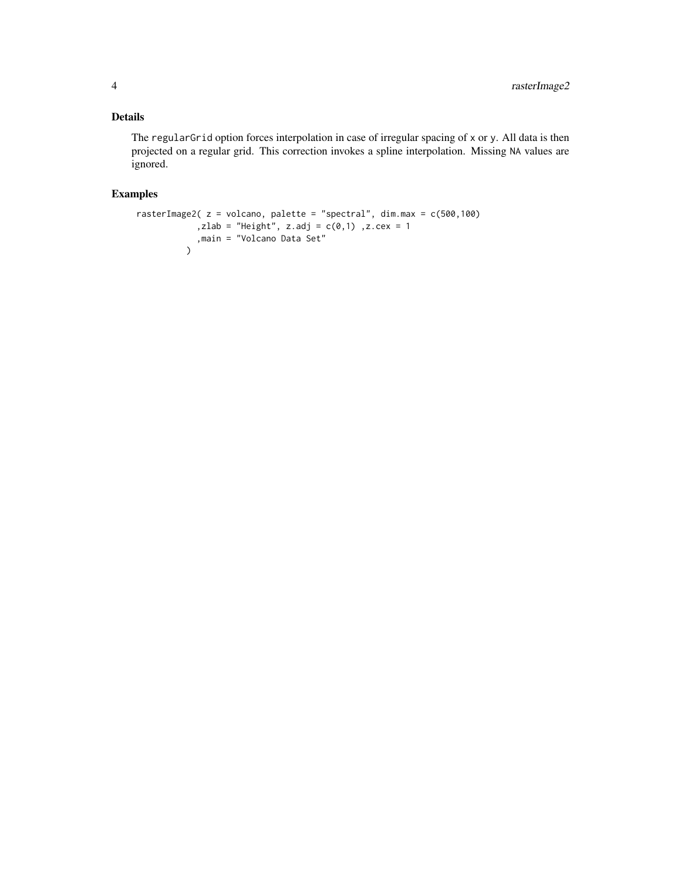## Details

The `regularGrid` option forces interpolation in case of irregular spacing of `x` or `y`. All data is then projected on a regular grid. This correction invokes a spline interpolation. Missing `NA` values are ignored.

## Examples

```
rasterImage2( z = volcano, palette = "spectral", dim.max = c(500,100)
            ,zlab = "Height", z.adj = c(0,1) ,z.cex = 1
            ,main = "Volcano Data Set"
          )
```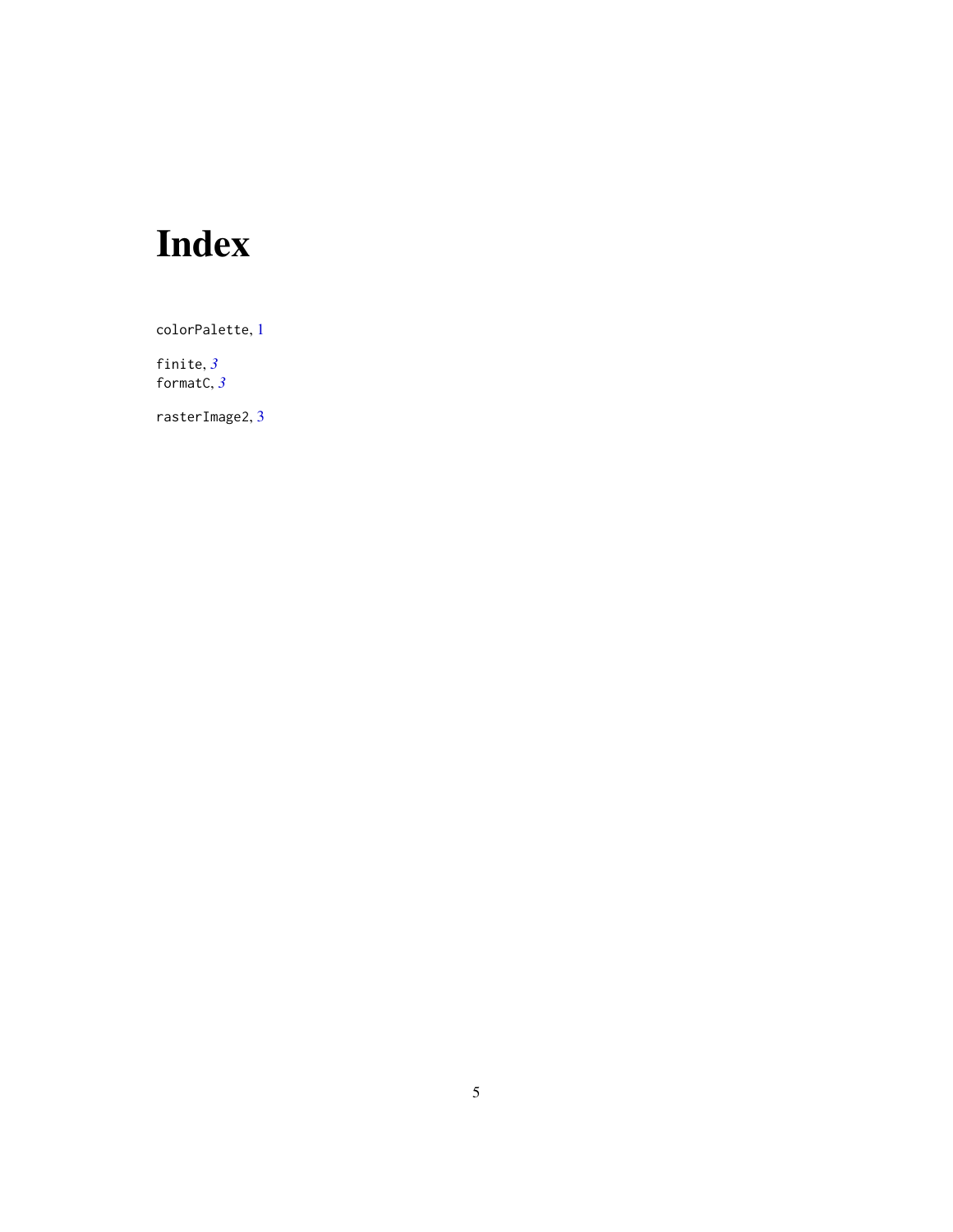# Index

colorPalette, 1

finite, *3*
formatC, *3*

rasterImage2, 3